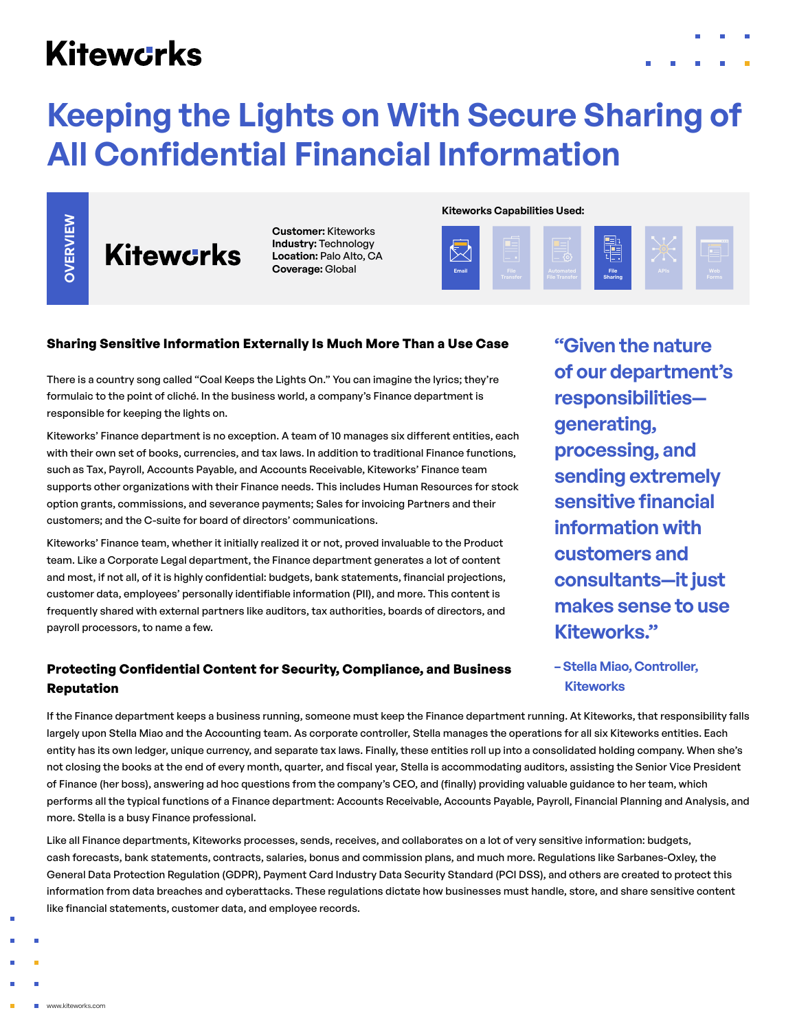Kiteworks

# Keeping the Lights on With Secure Sharing of All Confidential Financial Information

OVERVIEW

Kiteworks

**Customer:** Kiteworks
**Industry:** Technology
**Location:** Palo Alto, CA
**Coverage:** Global

**Kiteworks Capabilities Used:**

Email | File Transfer | Automated File Transfer | File Sharing | APIs | Web Forms

## Sharing Sensitive Information Externally Is Much More Than a Use Case

There is a country song called "Coal Keeps the Lights On." You can imagine the lyrics; they're formulaic to the point of cliché. In the business world, a company's Finance department is responsible for keeping the lights on.

Kiteworks' Finance department is no exception. A team of 10 manages six different entities, each with their own set of books, currencies, and tax laws. In addition to traditional Finance functions, such as Tax, Payroll, Accounts Payable, and Accounts Receivable, Kiteworks' Finance team supports other organizations with their Finance needs. This includes Human Resources for stock option grants, commissions, and severance payments; Sales for invoicing Partners and their customers; and the C-suite for board of directors' communications.

Kiteworks' Finance team, whether it initially realized it or not, proved invaluable to the Product team. Like a Corporate Legal department, the Finance department generates a lot of content and most, if not all, of it is highly confidential: budgets, bank statements, financial projections, customer data, employees' personally identifiable information (PII), and more. This content is frequently shared with external partners like auditors, tax authorities, boards of directors, and payroll processors, to name a few.

> "Given the nature of our department's responsibilities—generating, processing, and sending extremely sensitive financial information with customers and consultants—it just makes sense to use Kiteworks."
>
> – Stella Miao, Controller, Kiteworks

## Protecting Confidential Content for Security, Compliance, and Business Reputation

If the Finance department keeps a business running, someone must keep the Finance department running. At Kiteworks, that responsibility falls largely upon Stella Miao and the Accounting team. As corporate controller, Stella manages the operations for all six Kiteworks entities. Each entity has its own ledger, unique currency, and separate tax laws. Finally, these entities roll up into a consolidated holding company. When she's not closing the books at the end of every month, quarter, and fiscal year, Stella is accommodating auditors, assisting the Senior Vice President of Finance (her boss), answering ad hoc questions from the company's CEO, and (finally) providing valuable guidance to her team, which performs all the typical functions of a Finance department: Accounts Receivable, Accounts Payable, Payroll, Financial Planning and Analysis, and more. Stella is a busy Finance professional.

Like all Finance departments, Kiteworks processes, sends, receives, and collaborates on a lot of very sensitive information: budgets, cash forecasts, bank statements, contracts, salaries, bonus and commission plans, and much more. Regulations like Sarbanes-Oxley, the General Data Protection Regulation (GDPR), Payment Card Industry Data Security Standard (PCI DSS), and others are created to protect this information from data breaches and cyberattacks. These regulations dictate how businesses must handle, store, and share sensitive content like financial statements, customer data, and employee records.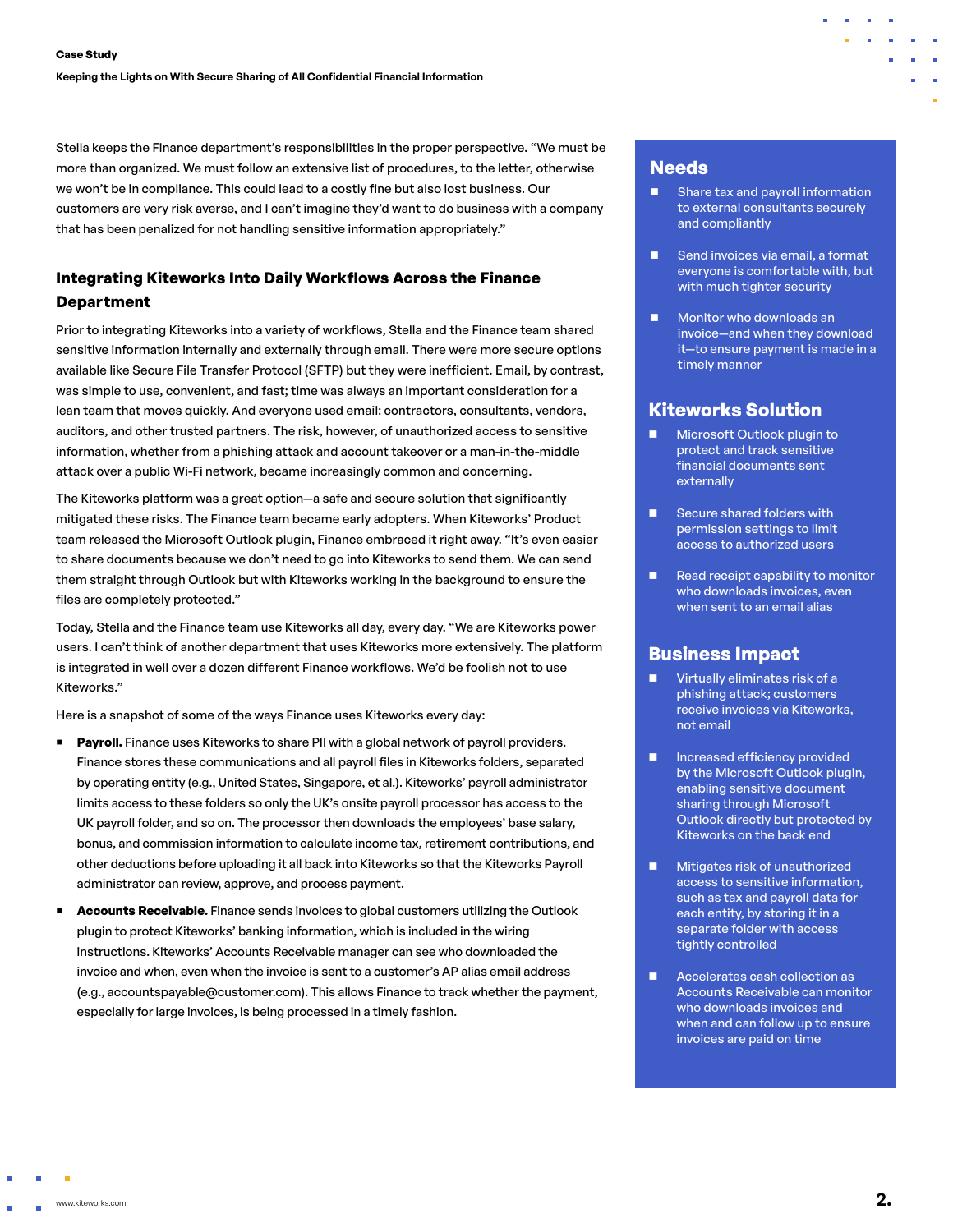Stella keeps the Finance department's responsibilities in the proper perspective. "We must be more than organized. We must follow an extensive list of procedures, to the letter, otherwise we won't be in compliance. This could lead to a costly fine but also lost business. Our customers are very risk averse, and I can't imagine they'd want to do business with a company that has been penalized for not handling sensitive information appropriately."

## Integrating Kiteworks Into Daily Workflows Across the Finance Department

Prior to integrating Kiteworks into a variety of workflows, Stella and the Finance team shared sensitive information internally and externally through email. There were more secure options available like Secure File Transfer Protocol (SFTP) but they were inefficient. Email, by contrast, was simple to use, convenient, and fast; time was always an important consideration for a lean team that moves quickly. And everyone used email: contractors, consultants, vendors, auditors, and other trusted partners. The risk, however, of unauthorized access to sensitive information, whether from a phishing attack and account takeover or a man-in-the-middle attack over a public Wi-Fi network, became increasingly common and concerning.

The Kiteworks platform was a great option—a safe and secure solution that significantly mitigated these risks. The Finance team became early adopters. When Kiteworks' Product team released the Microsoft Outlook plugin, Finance embraced it right away. "It's even easier to share documents because we don't need to go into Kiteworks to send them. We can send them straight through Outlook but with Kiteworks working in the background to ensure the files are completely protected."

Today, Stella and the Finance team use Kiteworks all day, every day. "We are Kiteworks power users. I can't think of another department that uses Kiteworks more extensively. The platform is integrated in well over a dozen different Finance workflows. We'd be foolish not to use Kiteworks."

Here is a snapshot of some of the ways Finance uses Kiteworks every day:

- **Payroll.** Finance uses Kiteworks to share PII with a global network of payroll providers. Finance stores these communications and all payroll files in Kiteworks folders, separated by operating entity (e.g., United States, Singapore, et al.). Kiteworks' payroll administrator limits access to these folders so only the UK's onsite payroll processor has access to the UK payroll folder, and so on. The processor then downloads the employees' base salary, bonus, and commission information to calculate income tax, retirement contributions, and other deductions before uploading it all back into Kiteworks so that the Kiteworks Payroll administrator can review, approve, and process payment.
- **Accounts Receivable.** Finance sends invoices to global customers utilizing the Outlook plugin to protect Kiteworks' banking information, which is included in the wiring instructions. Kiteworks' Accounts Receivable manager can see who downloaded the invoice and when, even when the invoice is sent to a customer's AP alias email address (e.g., accountspayable@customer.com). This allows Finance to track whether the payment, especially for large invoices, is being processed in a timely fashion.

## Needs

- Share tax and payroll information to external consultants securely and compliantly
- Send invoices via email, a format everyone is comfortable with, but with much tighter security
- Monitor who downloads an invoice—and when they download it—to ensure payment is made in a timely manner

## Kiteworks Solution

- Microsoft Outlook plugin to protect and track sensitive financial documents sent externally
- Secure shared folders with permission settings to limit access to authorized users
- Read receipt capability to monitor who downloads invoices, even when sent to an email alias

## Business Impact

- Virtually eliminates risk of a phishing attack; customers receive invoices via Kiteworks, not email
- Increased efficiency provided by the Microsoft Outlook plugin, enabling sensitive document sharing through Microsoft Outlook directly but protected by Kiteworks on the back end
- Mitigates risk of unauthorized access to sensitive information, such as tax and payroll data for each entity, by storing it in a separate folder with access tightly controlled
- Accelerates cash collection as Accounts Receivable can monitor who downloads invoices and when and can follow up to ensure invoices are paid on time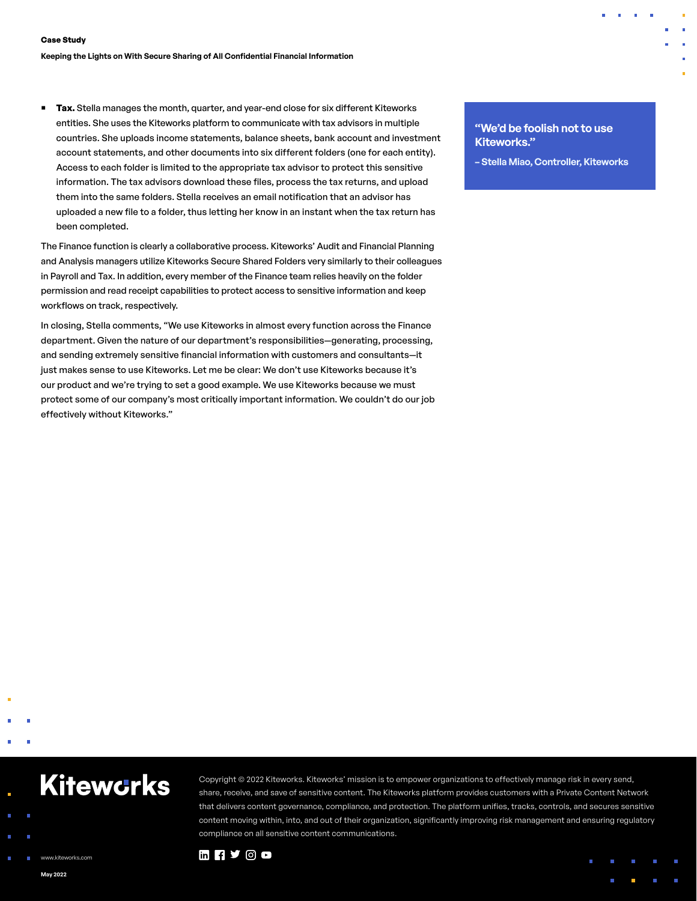- **Tax.** Stella manages the month, quarter, and year-end close for six different Kiteworks entities. She uses the Kiteworks platform to communicate with tax advisors in multiple countries. She uploads income statements, balance sheets, bank account and investment account statements, and other documents into six different folders (one for each entity). Access to each folder is limited to the appropriate tax advisor to protect this sensitive information. The tax advisors download these files, process the tax returns, and upload them into the same folders. Stella receives an email notification that an advisor has uploaded a new file to a folder, thus letting her know in an instant when the tax return has been completed.

The Finance function is clearly a collaborative process. Kiteworks' Audit and Financial Planning and Analysis managers utilize Kiteworks Secure Shared Folders very similarly to their colleagues in Payroll and Tax. In addition, every member of the Finance team relies heavily on the folder permission and read receipt capabilities to protect access to sensitive information and keep workflows on track, respectively.

In closing, Stella comments, "We use Kiteworks in almost every function across the Finance department. Given the nature of our department's responsibilities—generating, processing, and sending extremely sensitive financial information with customers and consultants—it just makes sense to use Kiteworks. Let me be clear: We don't use Kiteworks because it's our product and we're trying to set a good example. We use Kiteworks because we must protect some of our company's most critically important information. We couldn't do our job effectively without Kiteworks."

> **"We'd be foolish not to use Kiteworks."**
>
> **– Stella Miao, Controller, Kiteworks**

Kiteworks

Copyright © 2022 Kiteworks. Kiteworks' mission is to empower organizations to effectively manage risk in every send, share, receive, and save of sensitive content. The Kiteworks platform provides customers with a Private Content Network that delivers content governance, compliance, and protection. The platform unifies, tracks, controls, and secures sensitive content moving within, into, and out of their organization, significantly improving risk management and ensuring regulatory compliance on all sensitive content communications.

www.kiteworks.com

May 2022